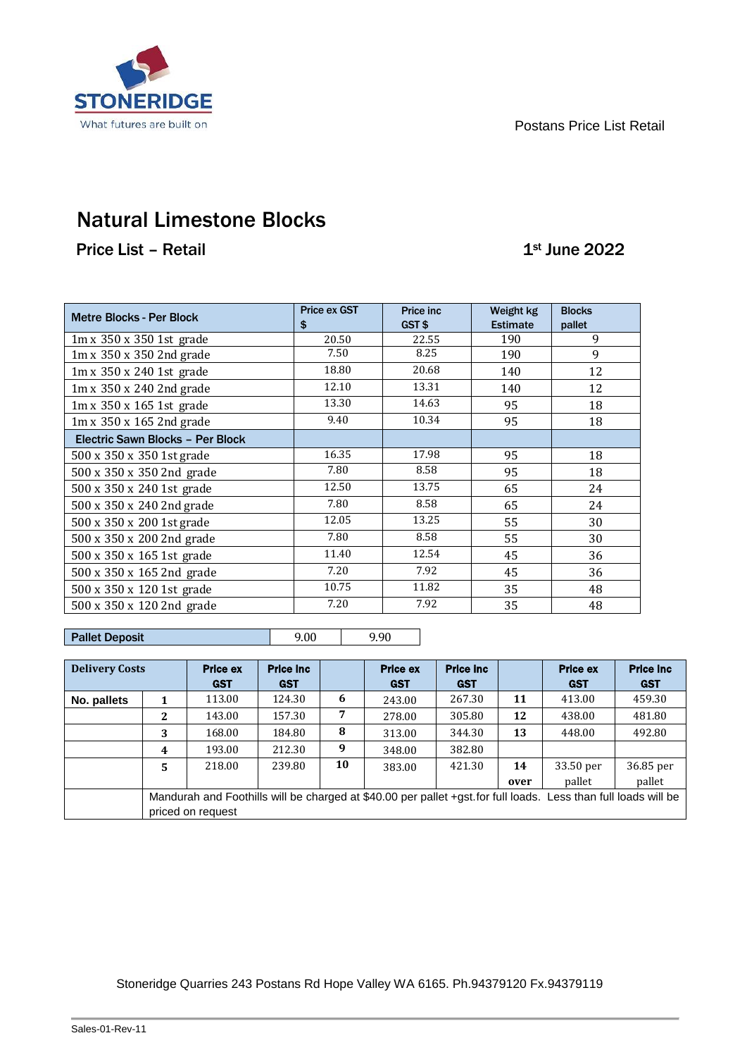STONERIDGE

What futures are built on

Postans Price List Retail

# Natural Limestone Blocks

## Price List – Retail

**1st June 2022**

| Metre Blocks - Per Block | Price ex GST $ | Price inc GST $ | Weight kg Estimate | Blocks pallet |
|---|---|---|---|---|
| 1m x 350 x 350 1st grade | 20.50 | 22.55 | 190 | 9 |
| 1m x 350 x 350 2nd grade | 7.50 | 8.25 | 190 | 9 |
| 1m x 350 x 240 1st grade | 18.80 | 20.68 | 140 | 12 |
| 1m x 350 x 240 2nd grade | 12.10 | 13.31 | 140 | 12 |
| 1m x 350 x 165 1st grade | 13.30 | 14.63 | 95 | 18 |
| 1m x 350 x 165 2nd grade | 9.40 | 10.34 | 95 | 18 |
| **Electric Sawn Blocks – Per Block** | | | | |
| 500 x 350 x 350 1st grade | 16.35 | 17.98 | 95 | 18 |
| 500 x 350 x 350 2nd grade | 7.80 | 8.58 | 95 | 18 |
| 500 x 350 x 240 1st grade | 12.50 | 13.75 | 65 | 24 |
| 500 x 350 x 240 2nd grade | 7.80 | 8.58 | 65 | 24 |
| 500 x 350 x 200 1st grade | 12.05 | 13.25 | 55 | 30 |
| 500 x 350 x 200 2nd grade | 7.80 | 8.58 | 55 | 30 |
| 500 x 350 x 165 1st grade | 11.40 | 12.54 | 45 | 36 |
| 500 x 350 x 165 2nd grade | 7.20 | 7.92 | 45 | 36 |
| 500 x 350 x 120 1st grade | 10.75 | 11.82 | 35 | 48 |
| 500 x 350 x 120 2nd grade | 7.20 | 7.92 | 35 | 48 |

| Pallet Deposit | 9.00 | 9.90 |
|---|---|---|

| Delivery Costs | | Price ex GST | Price inc GST | | Price ex GST | Price inc GST | | Price ex GST | Price inc GST |
|---|---|---|---|---|---|---|---|---|---|
| No. pallets | 1 | 113.00 | 124.30 | 6 | 243.00 | 267.30 | 11 | 413.00 | 459.30 |
| | 2 | 143.00 | 157.30 | 7 | 278.00 | 305.80 | 12 | 438.00 | 481.80 |
| | 3 | 168.00 | 184.80 | 8 | 313.00 | 344.30 | 13 | 448.00 | 492.80 |
| | 4 | 193.00 | 212.30 | 9 | 348.00 | 382.80 | | | |
| | 5 | 218.00 | 239.80 | 10 | 383.00 | 421.30 | 14 over | 33.50 per pallet | 36.85 per pallet |
| | Mandurah and Foothills will be charged at $40.00 per pallet +gst.for full loads. Less than full loads will be priced on request | | | | | | | | |

Stoneridge Quarries 243 Postans Rd Hope Valley WA 6165. Ph.94379120 Fx.94379119

Sales-01-Rev-11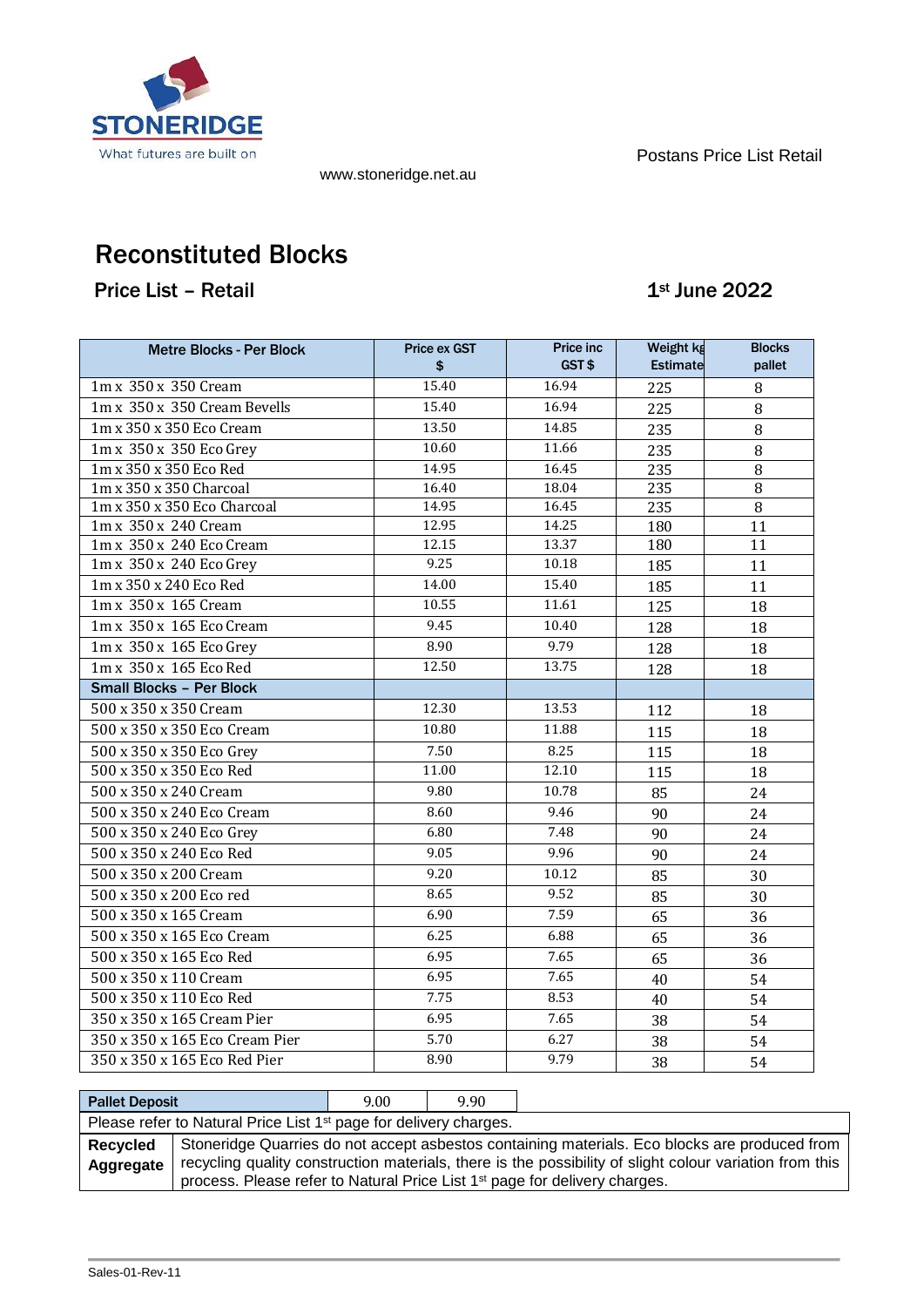STONERIDGE

What futures are built on

www.stoneridge.net.au

Postans Price List Retail

# Reconstituted Blocks

## Price List – Retail

## 1st June 2022

| Metre Blocks - Per Block | Price ex GST $ | Price inc GST $ | Weight kg Estimate | Blocks pallet |
|---|---|---|---|---|
| 1m x 350 x 350 Cream | 15.40 | 16.94 | 225 | 8 |
| 1m x 350 x 350 Cream Bevells | 15.40 | 16.94 | 225 | 8 |
| 1m x 350 x 350 Eco Cream | 13.50 | 14.85 | 235 | 8 |
| 1m x 350 x 350 Eco Grey | 10.60 | 11.66 | 235 | 8 |
| 1m x 350 x 350 Eco Red | 14.95 | 16.45 | 235 | 8 |
| 1m x 350 x 350 Charcoal | 16.40 | 18.04 | 235 | 8 |
| 1m x 350 x 350 Eco Charcoal | 14.95 | 16.45 | 235 | 8 |
| 1m x 350 x 240 Cream | 12.95 | 14.25 | 180 | 11 |
| 1m x 350 x 240 Eco Cream | 12.15 | 13.37 | 180 | 11 |
| 1m x 350 x 240 Eco Grey | 9.25 | 10.18 | 185 | 11 |
| 1m x 350 x 240 Eco Red | 14.00 | 15.40 | 185 | 11 |
| 1m x 350 x 165 Cream | 10.55 | 11.61 | 125 | 18 |
| 1m x 350 x 165 Eco Cream | 9.45 | 10.40 | 128 | 18 |
| 1m x 350 x 165 Eco Grey | 8.90 | 9.79 | 128 | 18 |
| 1m x 350 x 165 Eco Red | 12.50 | 13.75 | 128 | 18 |
| **Small Blocks – Per Block** | | | | |
| 500 x 350 x 350 Cream | 12.30 | 13.53 | 112 | 18 |
| 500 x 350 x 350 Eco Cream | 10.80 | 11.88 | 115 | 18 |
| 500 x 350 x 350 Eco Grey | 7.50 | 8.25 | 115 | 18 |
| 500 x 350 x 350 Eco Red | 11.00 | 12.10 | 115 | 18 |
| 500 x 350 x 240 Cream | 9.80 | 10.78 | 85 | 24 |
| 500 x 350 x 240 Eco Cream | 8.60 | 9.46 | 90 | 24 |
| 500 x 350 x 240 Eco Grey | 6.80 | 7.48 | 90 | 24 |
| 500 x 350 x 240 Eco Red | 9.05 | 9.96 | 90 | 24 |
| 500 x 350 x 200 Cream | 9.20 | 10.12 | 85 | 30 |
| 500 x 350 x 200 Eco red | 8.65 | 9.52 | 85 | 30 |
| 500 x 350 x 165 Cream | 6.90 | 7.59 | 65 | 36 |
| 500 x 350 x 165 Eco Cream | 6.25 | 6.88 | 65 | 36 |
| 500 x 350 x 165 Eco Red | 6.95 | 7.65 | 65 | 36 |
| 500 x 350 x 110 Cream | 6.95 | 7.65 | 40 | 54 |
| 500 x 350 x 110 Eco Red | 7.75 | 8.53 | 40 | 54 |
| 350 x 350 x 165 Cream Pier | 6.95 | 7.65 | 38 | 54 |
| 350 x 350 x 165 Eco Cream Pier | 5.70 | 6.27 | 38 | 54 |
| 350 x 350 x 165 Eco Red Pier | 8.90 | 9.79 | 38 | 54 |

| **Pallet Deposit** | 9.00 | 9.90 |
|---|---|---|

Please refer to Natural Price List 1st page for delivery charges.

| | |
|---|---|
| **Recycled Aggregate** | Stoneridge Quarries do not accept asbestos containing materials. Eco blocks are produced from recycling quality construction materials, there is the possibility of slight colour variation from this process. Please refer to Natural Price List 1st page for delivery charges. |

Sales-01-Rev-11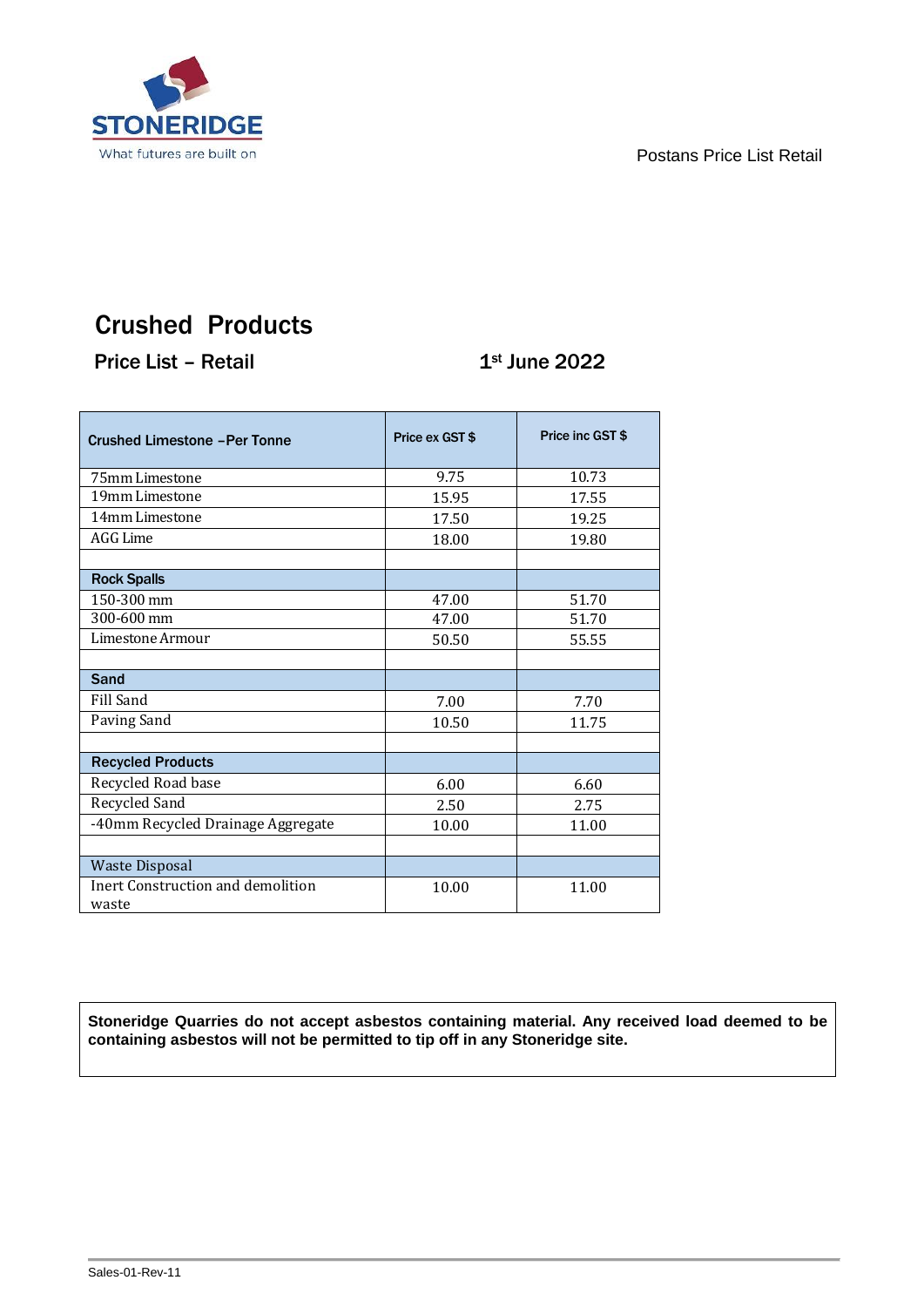STONERIDGE
What futures are built on

Postans Price List Retail

# Crushed Products

## Price List – Retail

**1st June 2022**

| Crushed Limestone – Per Tonne | Price ex GST $ | Price inc GST $ |
|---|---|---|
| 75mm Limestone | 9.75 | 10.73 |
| 19mm Limestone | 15.95 | 17.55 |
| 14mm Limestone | 17.50 | 19.25 |
| AGG Lime | 18.00 | 19.80 |
| | | |
| **Rock Spalls** | | |
| 150-300 mm | 47.00 | 51.70 |
| 300-600 mm | 47.00 | 51.70 |
| Limestone Armour | 50.50 | 55.55 |
| | | |
| **Sand** | | |
| Fill Sand | 7.00 | 7.70 |
| Paving Sand | 10.50 | 11.75 |
| | | |
| **Recycled Products** | | |
| Recycled Road base | 6.00 | 6.60 |
| Recycled Sand | 2.50 | 2.75 |
| -40mm Recycled Drainage Aggregate | 10.00 | 11.00 |
| | | |
| Waste Disposal | | |
| Inert Construction and demolition waste | 10.00 | 11.00 |

**Stoneridge Quarries do not accept asbestos containing material. Any received load deemed to be containing asbestos will not be permitted to tip off in any Stoneridge site.**

Sales-01-Rev-11